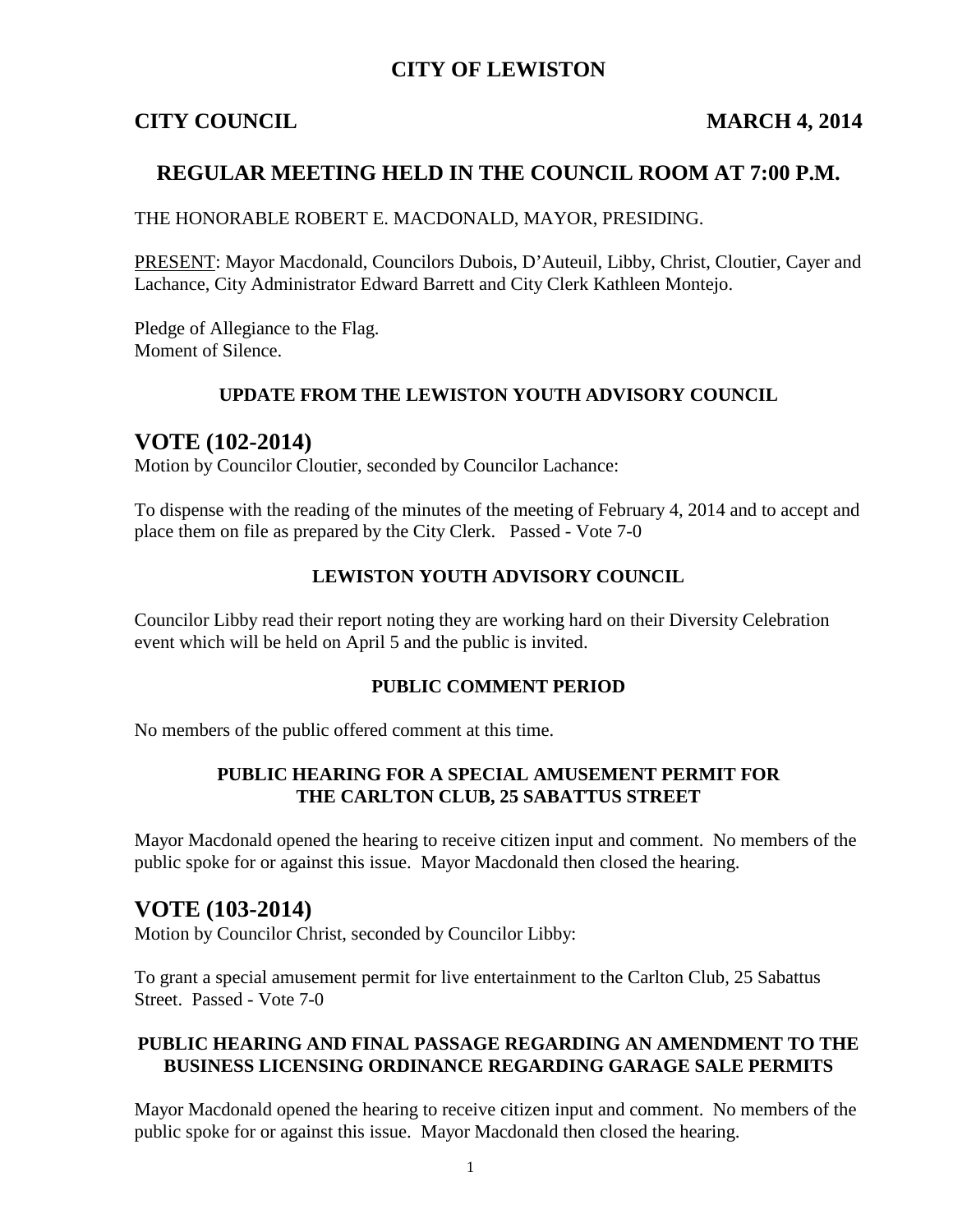# CITY OF LEWISTON

**CITY COUNCIL** **MARCH 4, 2014**

## REGULAR MEETING HELD IN THE COUNCIL ROOM AT 7:00 P.M.

THE HONORABLE ROBERT E. MACDONALD, MAYOR, PRESIDING.

PRESENT: Mayor Macdonald, Councilors Dubois, D'Auteuil, Libby, Christ, Cloutier, Cayer and Lachance, City Administrator Edward Barrett and City Clerk Kathleen Montejo.

Pledge of Allegiance to the Flag.
Moment of Silence.

### UPDATE FROM THE LEWISTON YOUTH ADVISORY COUNCIL

## VOTE (102-2014)

Motion by Councilor Cloutier, seconded by Councilor Lachance:

To dispense with the reading of the minutes of the meeting of February 4, 2014 and to accept and place them on file as prepared by the City Clerk. Passed - Vote 7-0

### LEWISTON YOUTH ADVISORY COUNCIL

Councilor Libby read their report noting they are working hard on their Diversity Celebration event which will be held on April 5 and the public is invited.

### PUBLIC COMMENT PERIOD

No members of the public offered comment at this time.

### PUBLIC HEARING FOR A SPECIAL AMUSEMENT PERMIT FOR THE CARLTON CLUB, 25 SABATTUS STREET

Mayor Macdonald opened the hearing to receive citizen input and comment. No members of the public spoke for or against this issue. Mayor Macdonald then closed the hearing.

## VOTE (103-2014)

Motion by Councilor Christ, seconded by Councilor Libby:

To grant a special amusement permit for live entertainment to the Carlton Club, 25 Sabattus Street. Passed - Vote 7-0

### PUBLIC HEARING AND FINAL PASSAGE REGARDING AN AMENDMENT TO THE BUSINESS LICENSING ORDINANCE REGARDING GARAGE SALE PERMITS

Mayor Macdonald opened the hearing to receive citizen input and comment. No members of the public spoke for or against this issue. Mayor Macdonald then closed the hearing.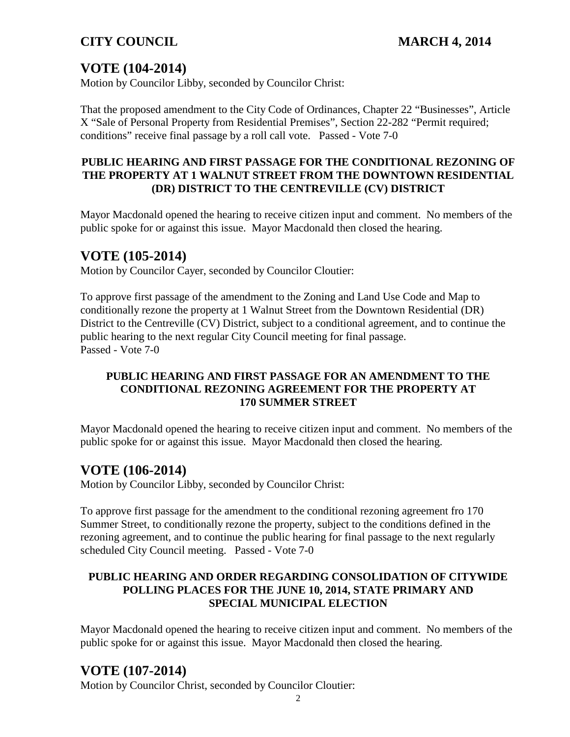## VOTE (104-2014)

Motion by Councilor Libby, seconded by Councilor Christ:

That the proposed amendment to the City Code of Ordinances, Chapter 22 "Businesses", Article X "Sale of Personal Property from Residential Premises", Section 22-282 "Permit required; conditions" receive final passage by a roll call vote.   Passed - Vote 7-0

**PUBLIC HEARING AND FIRST PASSAGE FOR THE CONDITIONAL REZONING OF THE PROPERTY AT 1 WALNUT STREET FROM THE DOWNTOWN RESIDENTIAL (DR) DISTRICT TO THE CENTREVILLE (CV) DISTRICT**

Mayor Macdonald opened the hearing to receive citizen input and comment. No members of the public spoke for or against this issue. Mayor Macdonald then closed the hearing.

## VOTE (105-2014)

Motion by Councilor Cayer, seconded by Councilor Cloutier:

To approve first passage of the amendment to the Zoning and Land Use Code and Map to conditionally rezone the property at 1 Walnut Street from the Downtown Residential (DR) District to the Centreville (CV) District, subject to a conditional agreement, and to continue the public hearing to the next regular City Council meeting for final passage.
Passed - Vote 7-0

**PUBLIC HEARING AND FIRST PASSAGE FOR AN AMENDMENT TO THE CONDITIONAL REZONING AGREEMENT FOR THE PROPERTY AT 170 SUMMER STREET**

Mayor Macdonald opened the hearing to receive citizen input and comment. No members of the public spoke for or against this issue. Mayor Macdonald then closed the hearing.

## VOTE (106-2014)

Motion by Councilor Libby, seconded by Councilor Christ:

To approve first passage for the amendment to the conditional rezoning agreement fro 170 Summer Street, to conditionally rezone the property, subject to the conditions defined in the rezoning agreement, and to continue the public hearing for final passage to the next regularly scheduled City Council meeting.   Passed - Vote 7-0

**PUBLIC HEARING AND ORDER REGARDING CONSOLIDATION OF CITYWIDE POLLING PLACES FOR THE JUNE 10, 2014, STATE PRIMARY AND SPECIAL MUNICIPAL ELECTION**

Mayor Macdonald opened the hearing to receive citizen input and comment. No members of the public spoke for or against this issue. Mayor Macdonald then closed the hearing.

## VOTE (107-2014)

Motion by Councilor Christ, seconded by Councilor Cloutier: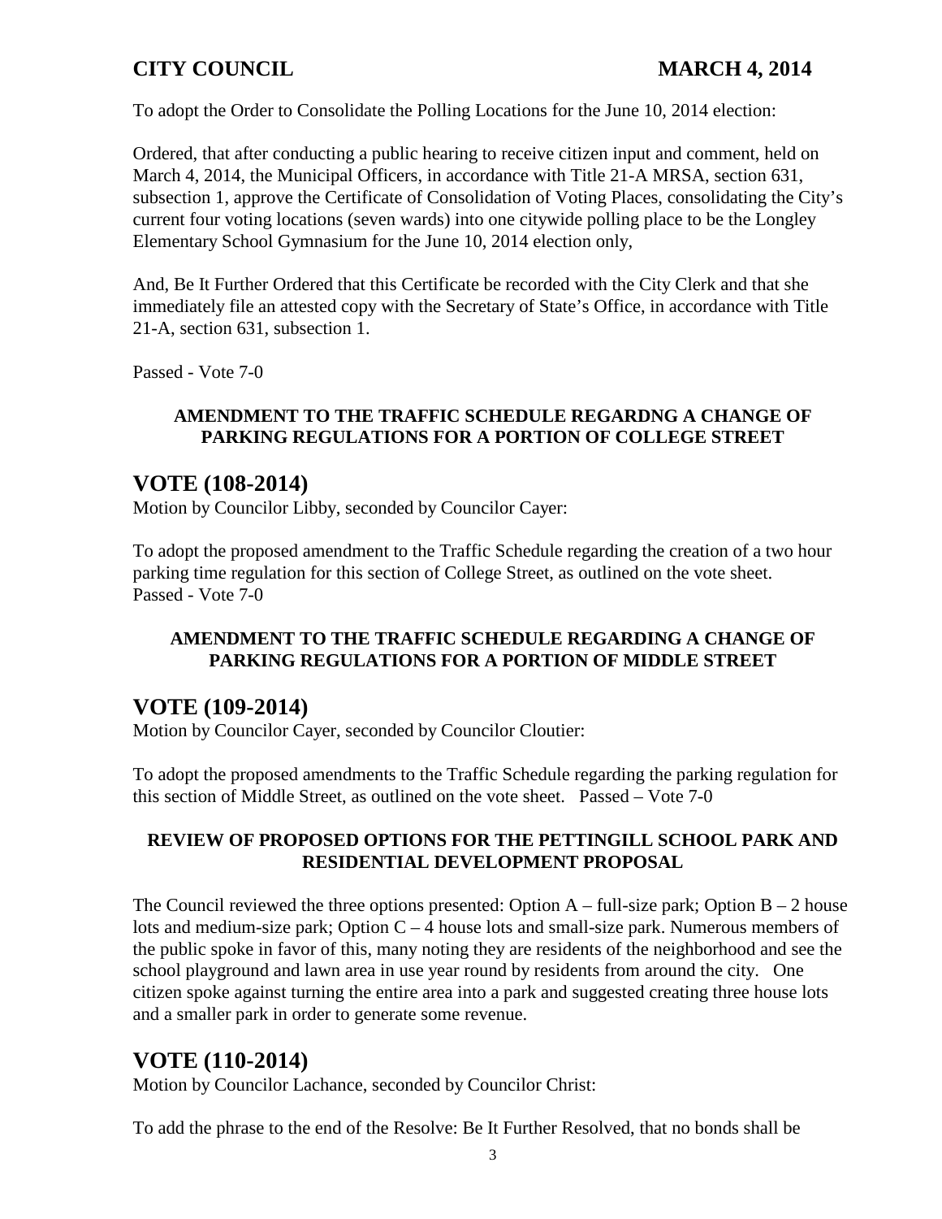To adopt the Order to Consolidate the Polling Locations for the June 10, 2014 election:

Ordered, that after conducting a public hearing to receive citizen input and comment, held on March 4, 2014, the Municipal Officers, in accordance with Title 21-A MRSA, section 631, subsection 1, approve the Certificate of Consolidation of Voting Places, consolidating the City's current four voting locations (seven wards) into one citywide polling place to be the Longley Elementary School Gymnasium for the June 10, 2014 election only,

And, Be It Further Ordered that this Certificate be recorded with the City Clerk and that she immediately file an attested copy with the Secretary of State's Office, in accordance with Title 21-A, section 631, subsection 1.

Passed - Vote 7-0

**AMENDMENT TO THE TRAFFIC SCHEDULE REGARDNG A CHANGE OF PARKING REGULATIONS FOR A PORTION OF COLLEGE STREET**

## VOTE (108-2014)

Motion by Councilor Libby, seconded by Councilor Cayer:

To adopt the proposed amendment to the Traffic Schedule regarding the creation of a two hour parking time regulation for this section of College Street, as outlined on the vote sheet.
Passed - Vote 7-0

**AMENDMENT TO THE TRAFFIC SCHEDULE REGARDING A CHANGE OF PARKING REGULATIONS FOR A PORTION OF MIDDLE STREET**

## VOTE (109-2014)

Motion by Councilor Cayer, seconded by Councilor Cloutier:

To adopt the proposed amendments to the Traffic Schedule regarding the parking regulation for this section of Middle Street, as outlined on the vote sheet. Passed – Vote 7-0

**REVIEW OF PROPOSED OPTIONS FOR THE PETTINGILL SCHOOL PARK AND RESIDENTIAL DEVELOPMENT PROPOSAL**

The Council reviewed the three options presented: Option A – full-size park; Option B – 2 house lots and medium-size park; Option C – 4 house lots and small-size park. Numerous members of the public spoke in favor of this, many noting they are residents of the neighborhood and see the school playground and lawn area in use year round by residents from around the city. One citizen spoke against turning the entire area into a park and suggested creating three house lots and a smaller park in order to generate some revenue.

## VOTE (110-2014)

Motion by Councilor Lachance, seconded by Councilor Christ:

To add the phrase to the end of the Resolve: Be It Further Resolved, that no bonds shall be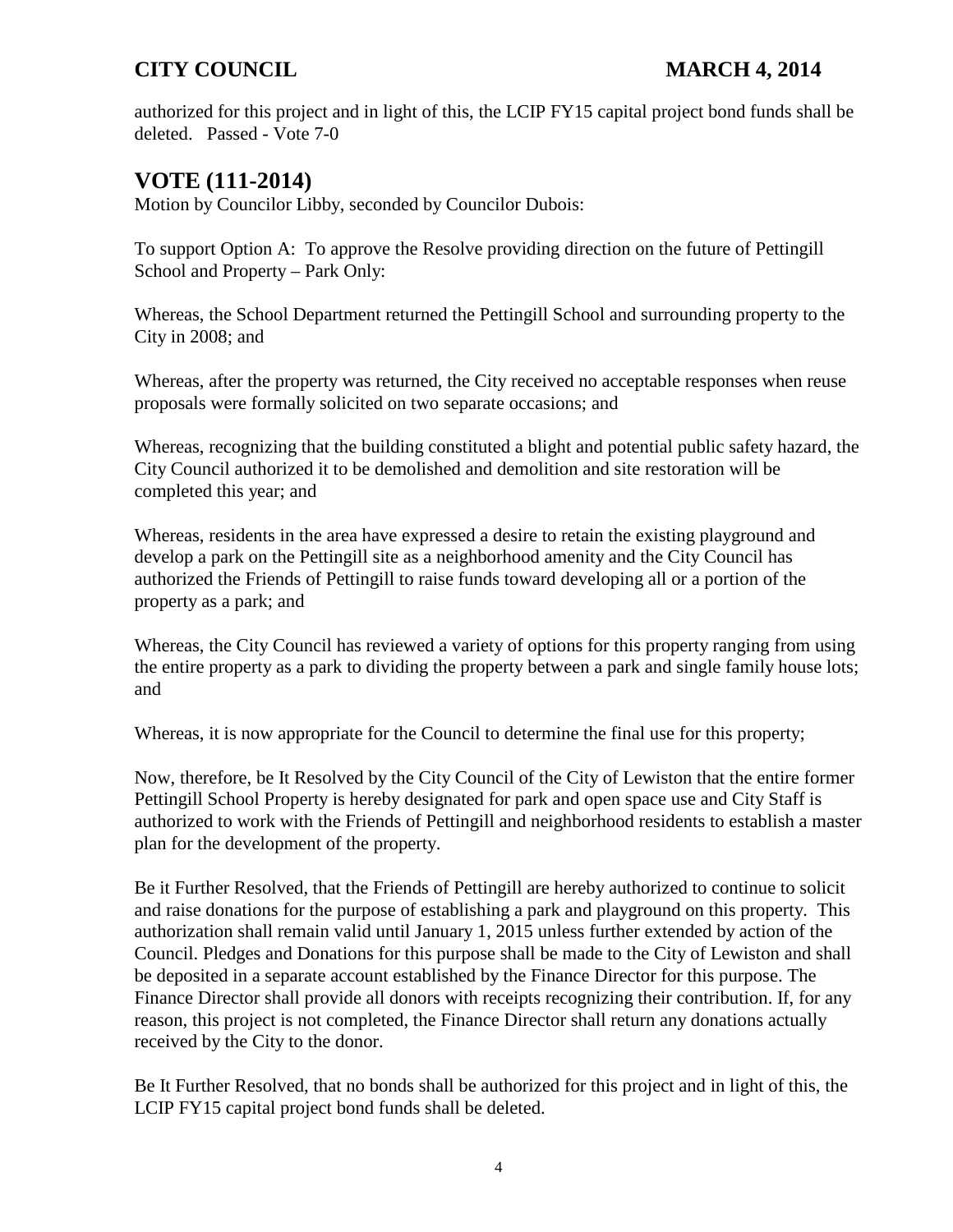authorized for this project and in light of this, the LCIP FY15 capital project bond funds shall be deleted. Passed - Vote 7-0

## VOTE (111-2014)

Motion by Councilor Libby, seconded by Councilor Dubois:

To support Option A: To approve the Resolve providing direction on the future of Pettingill School and Property – Park Only:

Whereas, the School Department returned the Pettingill School and surrounding property to the City in 2008; and

Whereas, after the property was returned, the City received no acceptable responses when reuse proposals were formally solicited on two separate occasions; and

Whereas, recognizing that the building constituted a blight and potential public safety hazard, the City Council authorized it to be demolished and demolition and site restoration will be completed this year; and

Whereas, residents in the area have expressed a desire to retain the existing playground and develop a park on the Pettingill site as a neighborhood amenity and the City Council has authorized the Friends of Pettingill to raise funds toward developing all or a portion of the property as a park; and

Whereas, the City Council has reviewed a variety of options for this property ranging from using the entire property as a park to dividing the property between a park and single family house lots; and

Whereas, it is now appropriate for the Council to determine the final use for this property;

Now, therefore, be It Resolved by the City Council of the City of Lewiston that the entire former Pettingill School Property is hereby designated for park and open space use and City Staff is authorized to work with the Friends of Pettingill and neighborhood residents to establish a master plan for the development of the property.

Be it Further Resolved, that the Friends of Pettingill are hereby authorized to continue to solicit and raise donations for the purpose of establishing a park and playground on this property. This authorization shall remain valid until January 1, 2015 unless further extended by action of the Council. Pledges and Donations for this purpose shall be made to the City of Lewiston and shall be deposited in a separate account established by the Finance Director for this purpose. The Finance Director shall provide all donors with receipts recognizing their contribution. If, for any reason, this project is not completed, the Finance Director shall return any donations actually received by the City to the donor.

Be It Further Resolved, that no bonds shall be authorized for this project and in light of this, the LCIP FY15 capital project bond funds shall be deleted.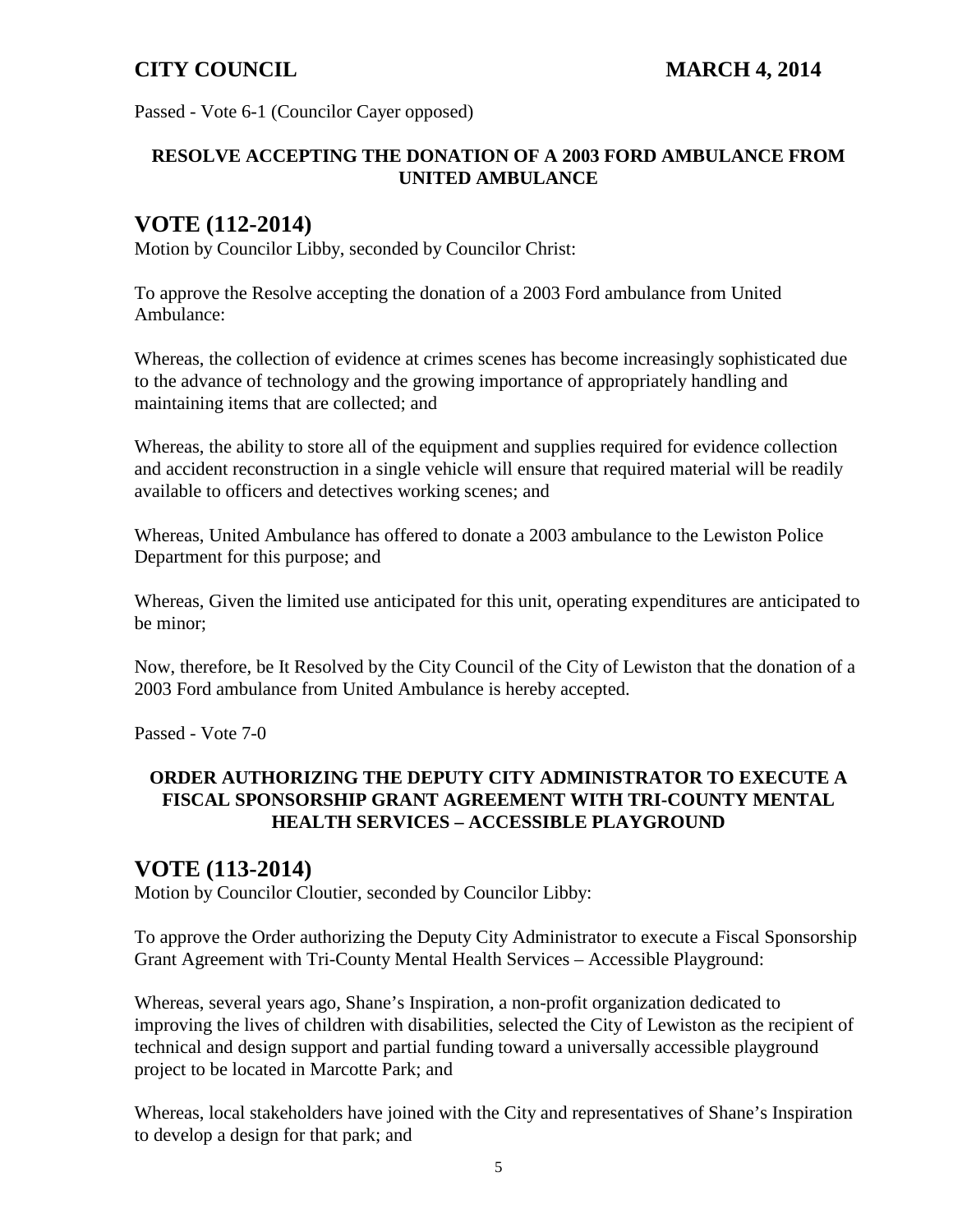Passed - Vote 6-1 (Councilor Cayer opposed)

**RESOLVE ACCEPTING THE DONATION OF A 2003 FORD AMBULANCE FROM UNITED AMBULANCE**

## VOTE (112-2014)

Motion by Councilor Libby, seconded by Councilor Christ:

To approve the Resolve accepting the donation of a 2003 Ford ambulance from United Ambulance:

Whereas, the collection of evidence at crimes scenes has become increasingly sophisticated due to the advance of technology and the growing importance of appropriately handling and maintaining items that are collected; and

Whereas, the ability to store all of the equipment and supplies required for evidence collection and accident reconstruction in a single vehicle will ensure that required material will be readily available to officers and detectives working scenes; and

Whereas, United Ambulance has offered to donate a 2003 ambulance to the Lewiston Police Department for this purpose; and

Whereas, Given the limited use anticipated for this unit, operating expenditures are anticipated to be minor;

Now, therefore, be It Resolved by the City Council of the City of Lewiston that the donation of a 2003 Ford ambulance from United Ambulance is hereby accepted.

Passed - Vote 7-0

**ORDER AUTHORIZING THE DEPUTY CITY ADMINISTRATOR TO EXECUTE A FISCAL SPONSORSHIP GRANT AGREEMENT WITH TRI-COUNTY MENTAL HEALTH SERVICES – ACCESSIBLE PLAYGROUND**

## VOTE (113-2014)

Motion by Councilor Cloutier, seconded by Councilor Libby:

To approve the Order authorizing the Deputy City Administrator to execute a Fiscal Sponsorship Grant Agreement with Tri-County Mental Health Services – Accessible Playground:

Whereas, several years ago, Shane's Inspiration, a non-profit organization dedicated to improving the lives of children with disabilities, selected the City of Lewiston as the recipient of technical and design support and partial funding toward a universally accessible playground project to be located in Marcotte Park; and

Whereas, local stakeholders have joined with the City and representatives of Shane's Inspiration to develop a design for that park; and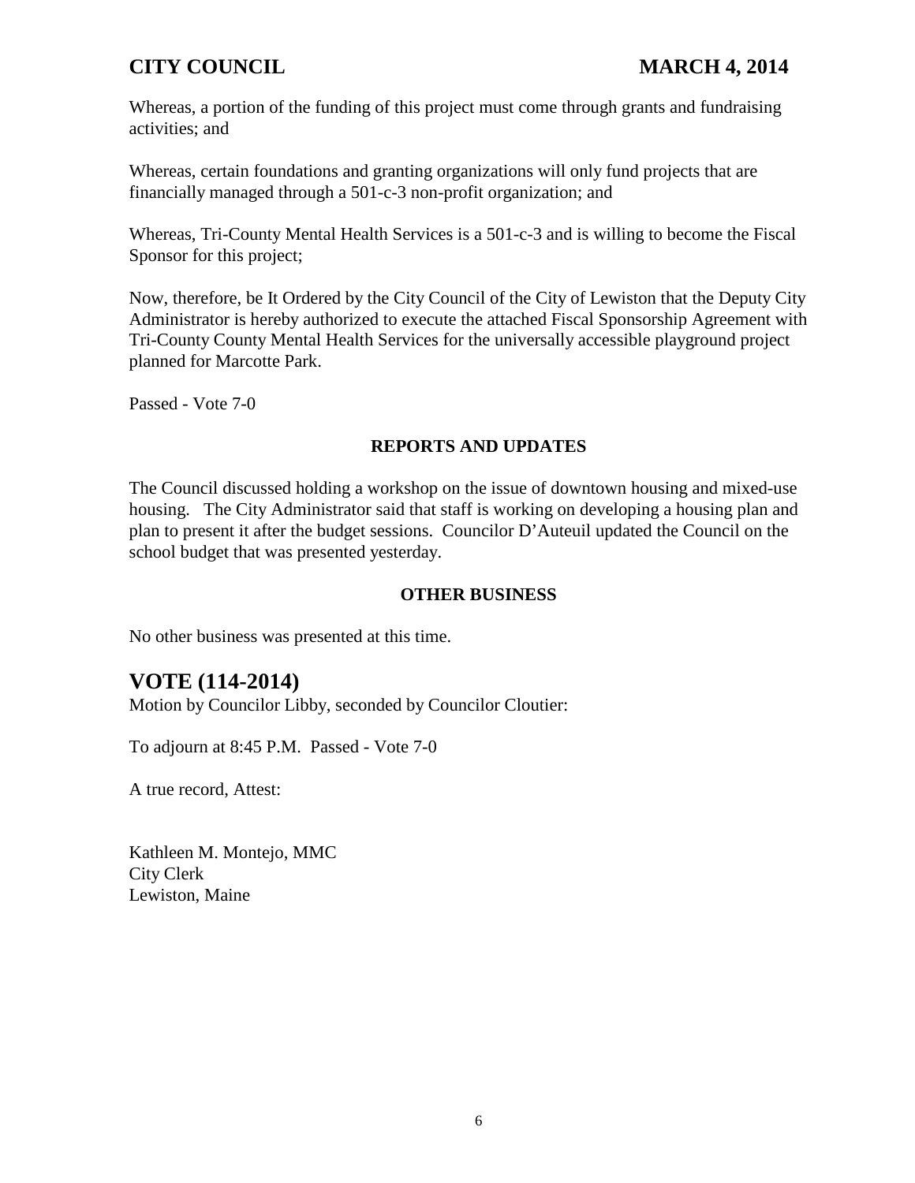Whereas, a portion of the funding of this project must come through grants and fundraising activities; and

Whereas, certain foundations and granting organizations will only fund projects that are financially managed through a 501-c-3 non-profit organization; and

Whereas, Tri-County Mental Health Services is a 501-c-3 and is willing to become the Fiscal Sponsor for this project;

Now, therefore, be It Ordered by the City Council of the City of Lewiston that the Deputy City Administrator is hereby authorized to execute the attached Fiscal Sponsorship Agreement with Tri-County County Mental Health Services for the universally accessible playground project planned for Marcotte Park.

Passed - Vote 7-0

**REPORTS AND UPDATES**

The Council discussed holding a workshop on the issue of downtown housing and mixed-use housing. The City Administrator said that staff is working on developing a housing plan and plan to present it after the budget sessions. Councilor D'Auteuil updated the Council on the school budget that was presented yesterday.

**OTHER BUSINESS**

No other business was presented at this time.

## VOTE (114-2014)

Motion by Councilor Libby, seconded by Councilor Cloutier:

To adjourn at 8:45 P.M. Passed - Vote 7-0

A true record, Attest:

Kathleen M. Montejo, MMC
City Clerk
Lewiston, Maine